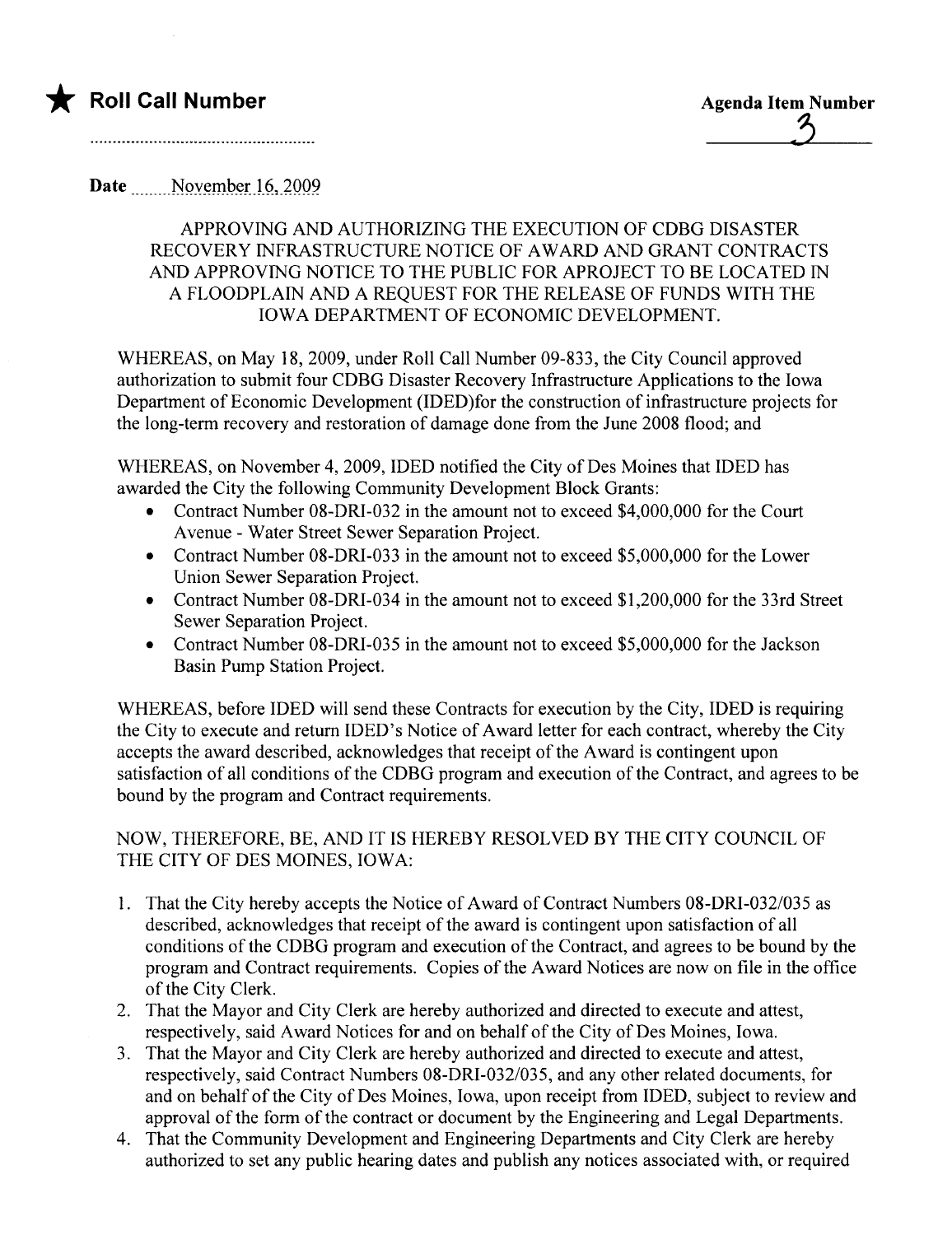★ **Roll Call Number**

.................................................

**Agenda Item Number**

3

**Date** November 16, 2009

APPROVING AND AUTHORIZING THE EXECUTION OF CDBG DISASTER RECOVERY INFRASTRUCTURE NOTICE OF AWARD AND GRANT CONTRACTS AND APPROVING NOTICE TO THE PUBLIC FOR APROJECT TO BE LOCATED IN A FLOODPLAIN AND A REQUEST FOR THE RELEASE OF FUNDS WITH THE IOWA DEPARTMENT OF ECONOMIC DEVELOPMENT.

WHEREAS, on May 18, 2009, under Roll Call Number 09-833, the City Council approved authorization to submit four CDBG Disaster Recovery Infrastructure Applications to the Iowa Department of Economic Development (IDED)for the construction of infrastructure projects for the long-term recovery and restoration of damage done from the June 2008 flood; and

WHEREAS, on November 4, 2009, IDED notified the City of Des Moines that IDED has awarded the City the following Community Development Block Grants:

- Contract Number 08-DRI-032 in the amount not to exceed $4,000,000 for the Court Avenue - Water Street Sewer Separation Project.
- Contract Number 08-DRI-033 in the amount not to exceed $5,000,000 for the Lower Union Sewer Separation Project.
- Contract Number 08-DRI-034 in the amount not to exceed $1,200,000 for the 33rd Street Sewer Separation Project.
- Contract Number 08-DRI-035 in the amount not to exceed $5,000,000 for the Jackson Basin Pump Station Project.

WHEREAS, before IDED will send these Contracts for execution by the City, IDED is requiring the City to execute and return IDED's Notice of Award letter for each contract, whereby the City accepts the award described, acknowledges that receipt of the Award is contingent upon satisfaction of all conditions of the CDBG program and execution of the Contract, and agrees to be bound by the program and Contract requirements.

NOW, THEREFORE, BE, AND IT IS HEREBY RESOLVED BY THE CITY COUNCIL OF THE CITY OF DES MOINES, IOWA:

1. That the City hereby accepts the Notice of Award of Contract Numbers 08-DRI-032/035 as described, acknowledges that receipt of the award is contingent upon satisfaction of all conditions of the CDBG program and execution of the Contract, and agrees to be bound by the program and Contract requirements. Copies of the Award Notices are now on file in the office of the City Clerk.
2. That the Mayor and City Clerk are hereby authorized and directed to execute and attest, respectively, said Award Notices for and on behalf of the City of Des Moines, Iowa.
3. That the Mayor and City Clerk are hereby authorized and directed to execute and attest, respectively, said Contract Numbers 08-DRI-032/035, and any other related documents, for and on behalf of the City of Des Moines, Iowa, upon receipt from IDED, subject to review and approval of the form of the contract or document by the Engineering and Legal Departments.
4. That the Community Development and Engineering Departments and City Clerk are hereby authorized to set any public hearing dates and publish any notices associated with, or required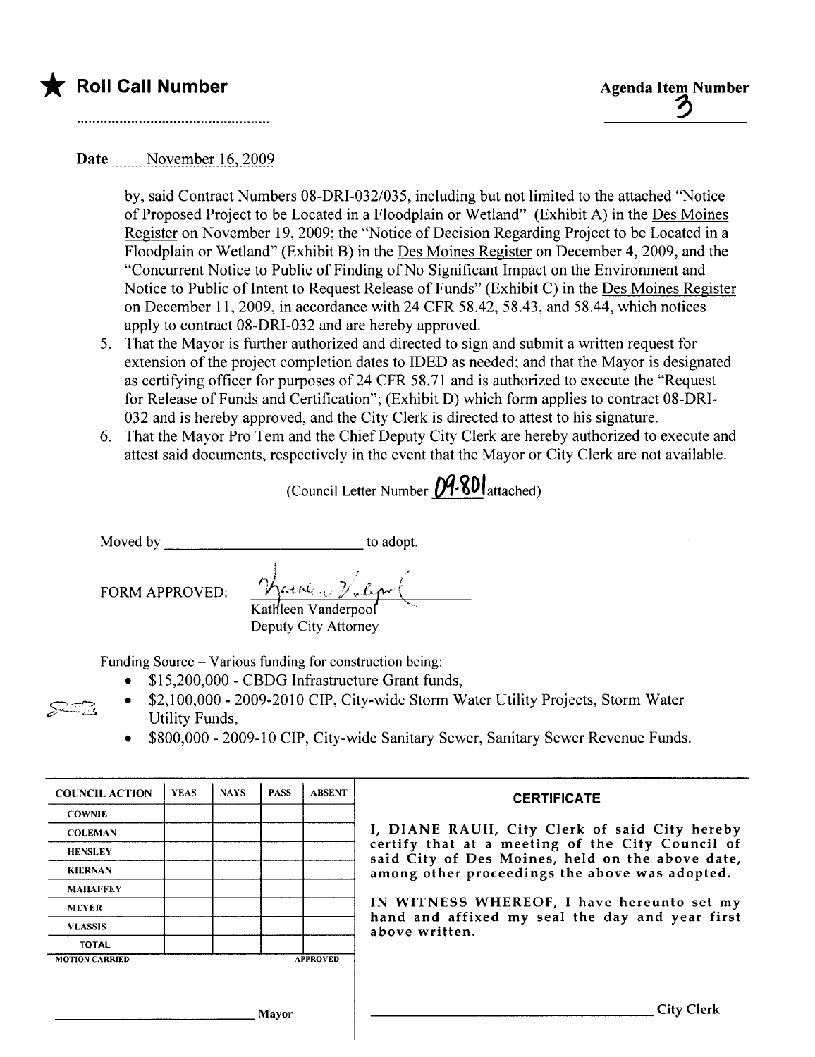★ **Roll Call Number**

**Agenda Item Number**
3

Date November 16, 2009

by, said Contract Numbers 08-DRI-032/035, including but not limited to the attached "Notice of Proposed Project to be Located in a Floodplain or Wetland" (Exhibit A) in the Des Moines Register on November 19, 2009; the "Notice of Decision Regarding Project to be Located in a Floodplain or Wetland" (Exhibit B) in the Des Moines Register on December 4, 2009, and the "Concurrent Notice to Public of Finding of No Significant Impact on the Environment and Notice to Public of Intent to Request Release of Funds" (Exhibit C) in the Des Moines Register on December 11, 2009, in accordance with 24 CFR 58.42, 58.43, and 58.44, which notices apply to contract 08-DRI-032 and are hereby approved.

5. That the Mayor is further authorized and directed to sign and submit a written request for extension of the project completion dates to IDED as needed; and that the Mayor is designated as certifying officer for purposes of 24 CFR 58.71 and is authorized to execute the "Request for Release of Funds and Certification"; (Exhibit D) which form applies to contract 08-DRI-032 and is hereby approved, and the City Clerk is directed to attest to his signature.
6. That the Mayor Pro Tem and the Chief Deputy City Clerk are hereby authorized to execute and attest said documents, respectively in the event that the Mayor or City Clerk are not available.

(Council Letter Number 09-801 attached)

Moved by ______________________ to adopt.

FORM APPROVED: Kathleen Vanderpool
Kathleen Vanderpool
Deputy City Attorney

Funding Source – Various funding for construction being:

- $15,200,000 - CBDG Infrastructure Grant funds,
- $2,100,000 - 2009-2010 CIP, City-wide Storm Water Utility Projects, Storm Water Utility Funds,
- $800,000 - 2009-10 CIP, City-wide Sanitary Sewer, Sanitary Sewer Revenue Funds.

| COUNCIL ACTION | YEAS | NAYS | PASS | ABSENT |
|---|---|---|---|---|
| COWNIE | | | | |
| COLEMAN | | | | |
| HENSLEY | | | | |
| KIERNAN | | | | |
| MAHAFFEY | | | | |
| MEYER | | | | |
| VLASSIS | | | | |
| TOTAL | | | | |
| MOTION CARRIED | | | | APPROVED |

______________________ Mayor

**CERTIFICATE**

I, DIANE RAUH, City Clerk of said City hereby certify that at a meeting of the City Council of said City of Des Moines, held on the above date, among other proceedings the above was adopted.

IN WITNESS WHEREOF, I have hereunto set my hand and affixed my seal the day and year first above written.

______________________ City Clerk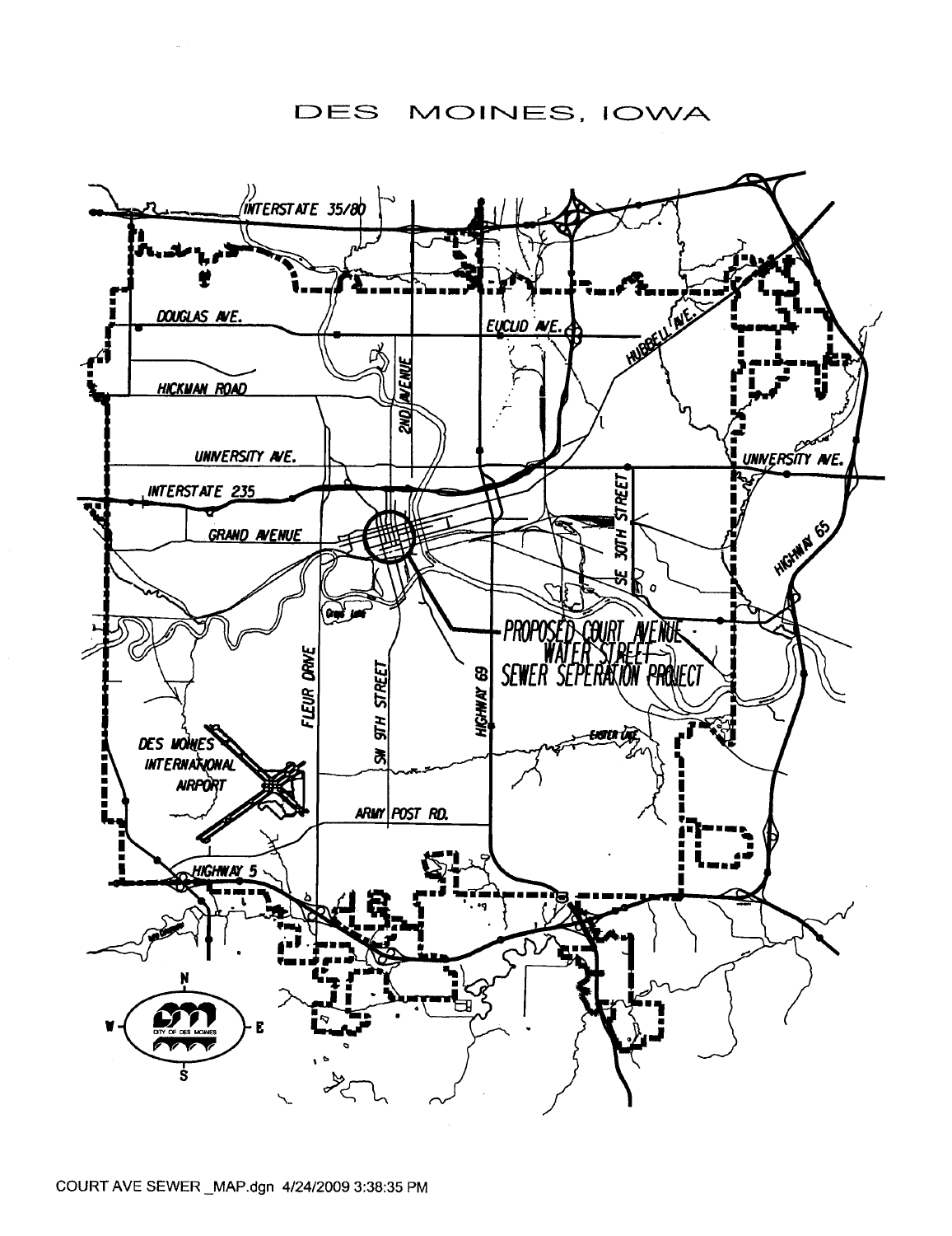# DES MOINES, IOWA

INTERSTATE 35/80

DOUGLAS AVE.

EUCLID AVE.

HUBBELL AVE.

HICKMAN ROAD

2ND AVENUE

UNIVERSITY AVE.

UNIVERSITY AVE.

INTERSTATE 235

SE 30TH STREET

GRAND AVENUE

HIGHWAY 65

PROPOSED COURT AVENUE - WATER STREET SEWER SEPERATION PROJECT

FLEUR DRIVE

SW 9TH STREET

HIGHWAY 69

DES MOINES INTERNATIONAL AIRPORT

ARMY POST RD.

HIGHWAY 5

N

W

E

S

CITY OF DES MOINES

COURT AVE SEWER _MAP.dgn 4/24/2009 3:38:35 PM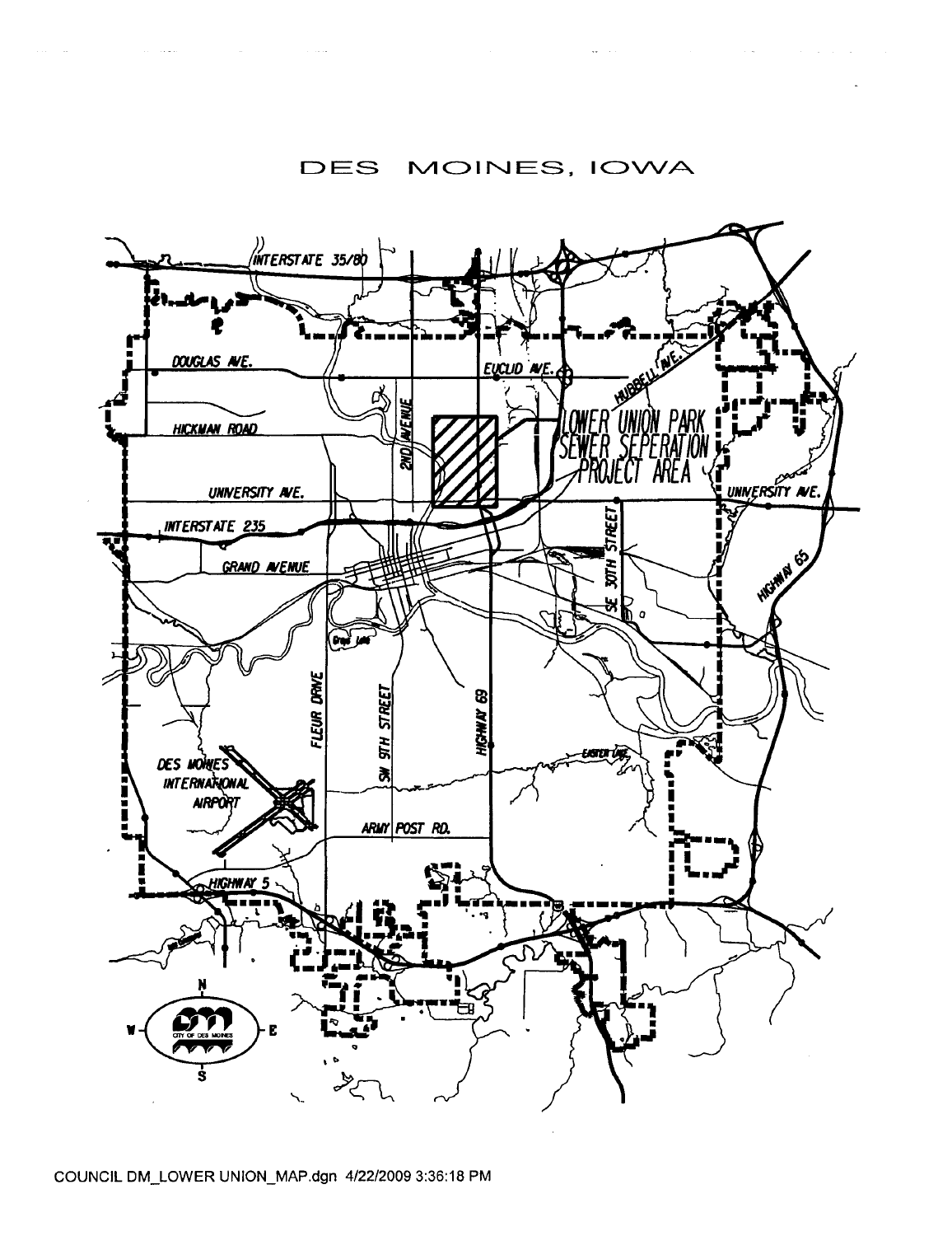# DES MOINES, IOWA

INTERSTATE 35/80

DOUGLAS AVE.

EUCLID AVE.

HUBBELL AVE.

HICKMAN ROAD

2ND AVENUE

LOWER UNION PARK SEWER SEPERATION PROJECT AREA

UNIVERSITY AVE.

UNIVERSITY AVE.

INTERSTATE 235

SE 30TH STREET

GRAND AVENUE

HIGHWAY 65

FLEUR DRIVE

SW 9TH STREET

HIGHWAY 69

DES MOINES INTERNATIONAL AIRPORT

ARMY POST RD.

HIGHWAY 5

N

W

E

S

CITY OF DES MOINES

COUNCIL DM_LOWER UNION_MAP.dgn 4/22/2009 3:36:18 PM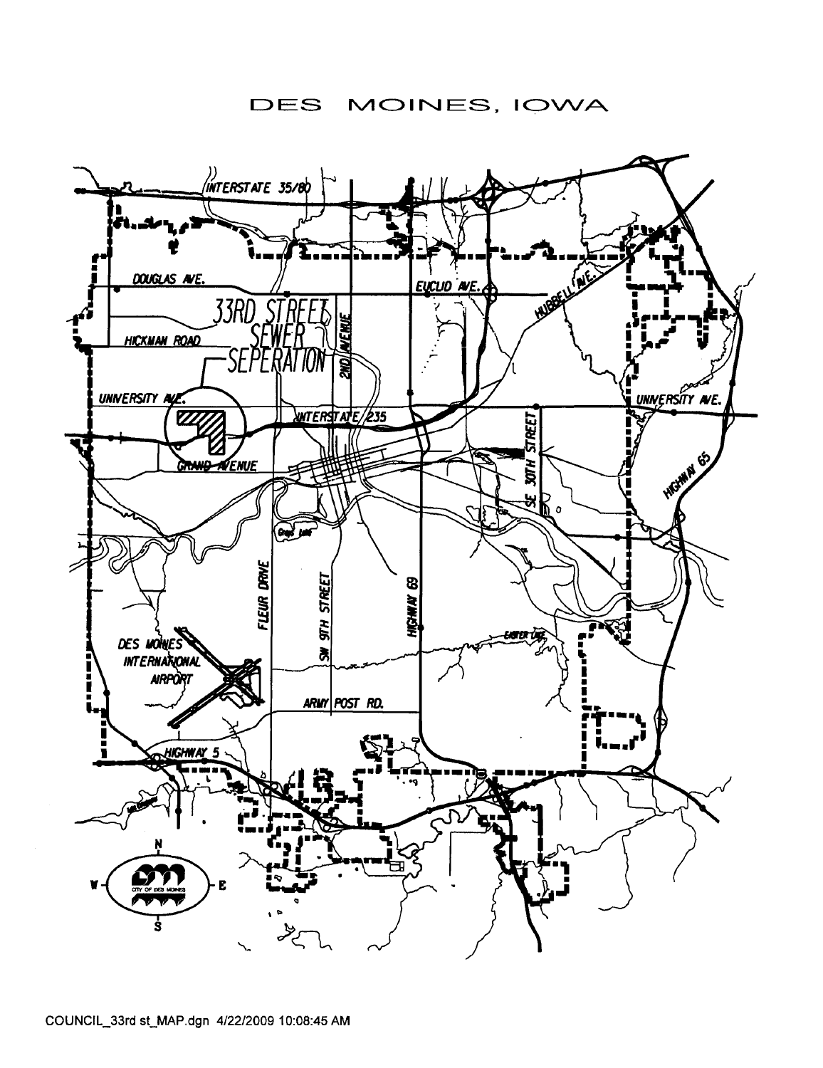# DES MOINES, IOWA

INTERSTATE 35/80

DOUGLAS AVE.

EUCLID AVE.

HUBBELL AVE.

33RD STREET SEWER SEPERATION

HICKMAN ROAD

2ND AVENUE

UNIVERSITY AVE.

UNIVERSITY AVE.

INTERSTATE 235

GRAND AVENUE

SE 30TH STREET

HIGHWAY 65

FLEUR DRIVE

SW 9TH STREET

HIGHWAY 69

DES MOINES INTERNATIONAL AIRPORT

ARMY POST RD.

HIGHWAY 5

CITY OF DES MOINES

COUNCIL_33rd st_MAP.dgn 4/22/2009 10:08:45 AM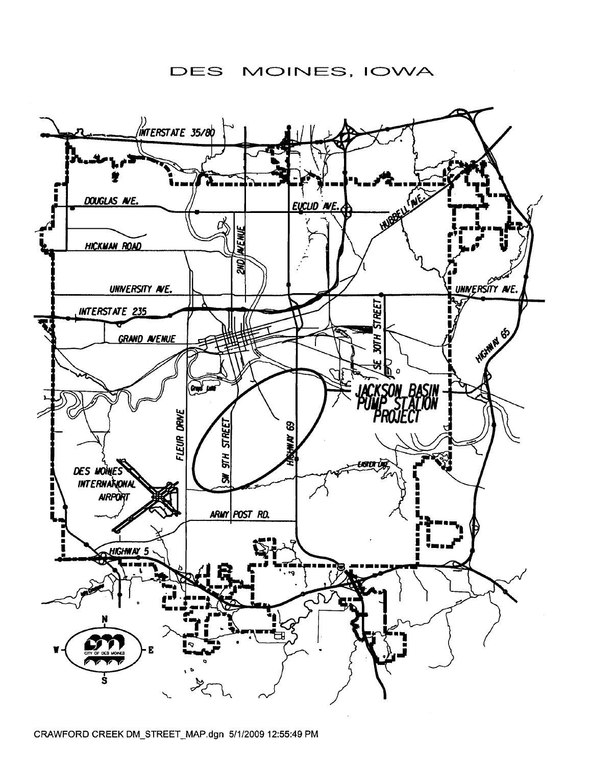# DES MOINES, IOWA

INTERSTATE 35/80

DOUGLAS AVE.

EUCLID AVE.

HUBBELL AVE.

HICKMAN ROAD

2ND AVENUE

UNIVERSITY AVE.

UNIVERSITY AVE.

INTERSTATE 235

SE 30TH STREET

GRAND AVENUE

HIGHWAY 65

JACKSON BASIN PUMP STATION PROJECT

FLEUR DRIVE

SW 9TH STREET

HIGHWAY 69

DES MOINES INTERNATIONAL AIRPORT

ARMY POST RD.

HIGHWAY 5

N

W

E

S

CITY OF DES MOINES

CRAWFORD CREEK DM_STREET_MAP.dgn 5/1/2009 12:55:49 PM